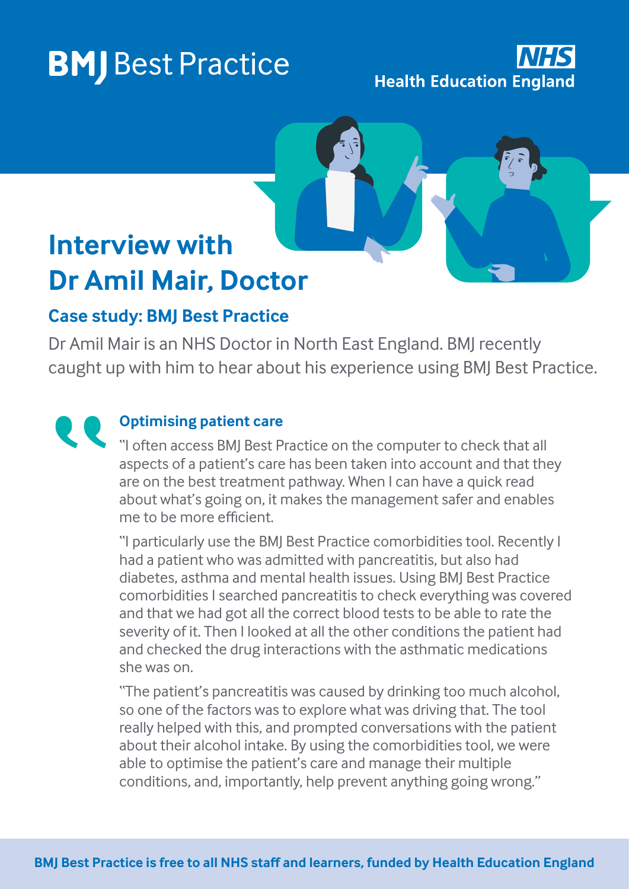BMJ Best Practice

NHS Health Education England

# Interview with Dr Amil Mair, Doctor

## Case study: BMJ Best Practice

Dr Amil Mair is an NHS Doctor in North East England. BMJ recently caught up with him to hear about his experience using BMJ Best Practice.

### Optimising patient care

"I often access BMJ Best Practice on the computer to check that all aspects of a patient's care has been taken into account and that they are on the best treatment pathway. When I can have a quick read about what's going on, it makes the management safer and enables me to be more efficient.

"I particularly use the BMJ Best Practice comorbidities tool. Recently I had a patient who was admitted with pancreatitis, but also had diabetes, asthma and mental health issues. Using BMJ Best Practice comorbidities I searched pancreatitis to check everything was covered and that we had got all the correct blood tests to be able to rate the severity of it. Then I looked at all the other conditions the patient had and checked the drug interactions with the asthmatic medications she was on.

"The patient's pancreatitis was caused by drinking too much alcohol, so one of the factors was to explore what was driving that. The tool really helped with this, and prompted conversations with the patient about their alcohol intake. By using the comorbidities tool, we were able to optimise the patient's care and manage their multiple conditions, and, importantly, help prevent anything going wrong."

**BMJ Best Practice is free to all NHS staff and learners, funded by Health Education England**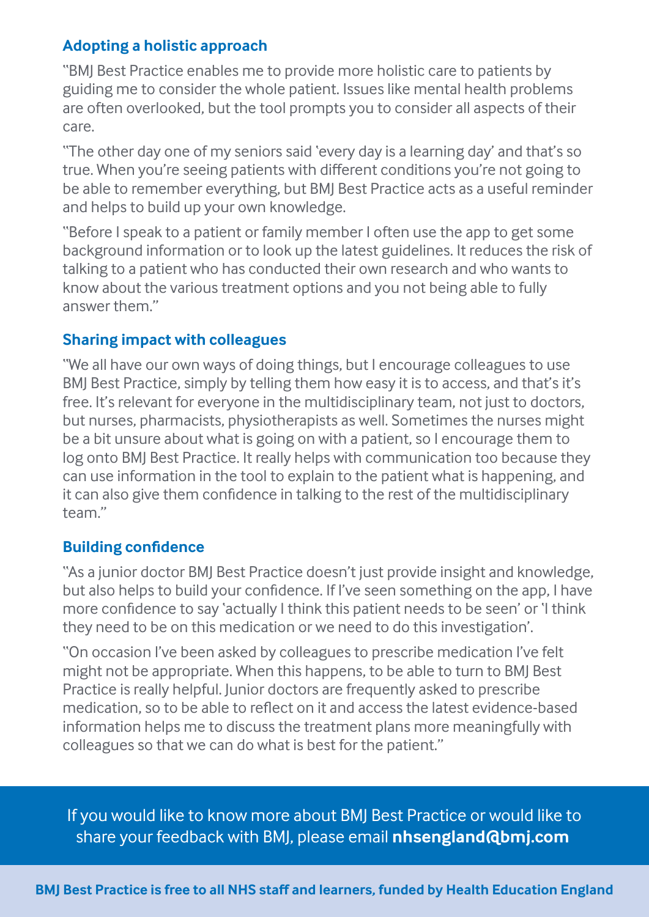## Adopting a holistic approach

"BMJ Best Practice enables me to provide more holistic care to patients by guiding me to consider the whole patient. Issues like mental health problems are often overlooked, but the tool prompts you to consider all aspects of their care.

"The other day one of my seniors said 'every day is a learning day' and that's so true. When you're seeing patients with different conditions you're not going to be able to remember everything, but BMJ Best Practice acts as a useful reminder and helps to build up your own knowledge.

"Before I speak to a patient or family member I often use the app to get some background information or to look up the latest guidelines. It reduces the risk of talking to a patient who has conducted their own research and who wants to know about the various treatment options and you not being able to fully answer them."

## Sharing impact with colleagues

"We all have our own ways of doing things, but I encourage colleagues to use BMJ Best Practice, simply by telling them how easy it is to access, and that's it's free. It's relevant for everyone in the multidisciplinary team, not just to doctors, but nurses, pharmacists, physiotherapists as well. Sometimes the nurses might be a bit unsure about what is going on with a patient, so I encourage them to log onto BMJ Best Practice. It really helps with communication too because they can use information in the tool to explain to the patient what is happening, and it can also give them confidence in talking to the rest of the multidisciplinary team."

## Building confidence

"As a junior doctor BMJ Best Practice doesn't just provide insight and knowledge, but also helps to build your confidence. If I've seen something on the app, I have more confidence to say 'actually I think this patient needs to be seen' or 'I think they need to be on this medication or we need to do this investigation'.

"On occasion I've been asked by colleagues to prescribe medication I've felt might not be appropriate. When this happens, to be able to turn to BMJ Best Practice is really helpful. Junior doctors are frequently asked to prescribe medication, so to be able to reflect on it and access the latest evidence-based information helps me to discuss the treatment plans more meaningfully with colleagues so that we can do what is best for the patient."

If you would like to know more about BMJ Best Practice or would like to share your feedback with BMJ, please email **nhsengland@bmj.com**

**BMJ Best Practice is free to all NHS staff and learners, funded by Health Education England**